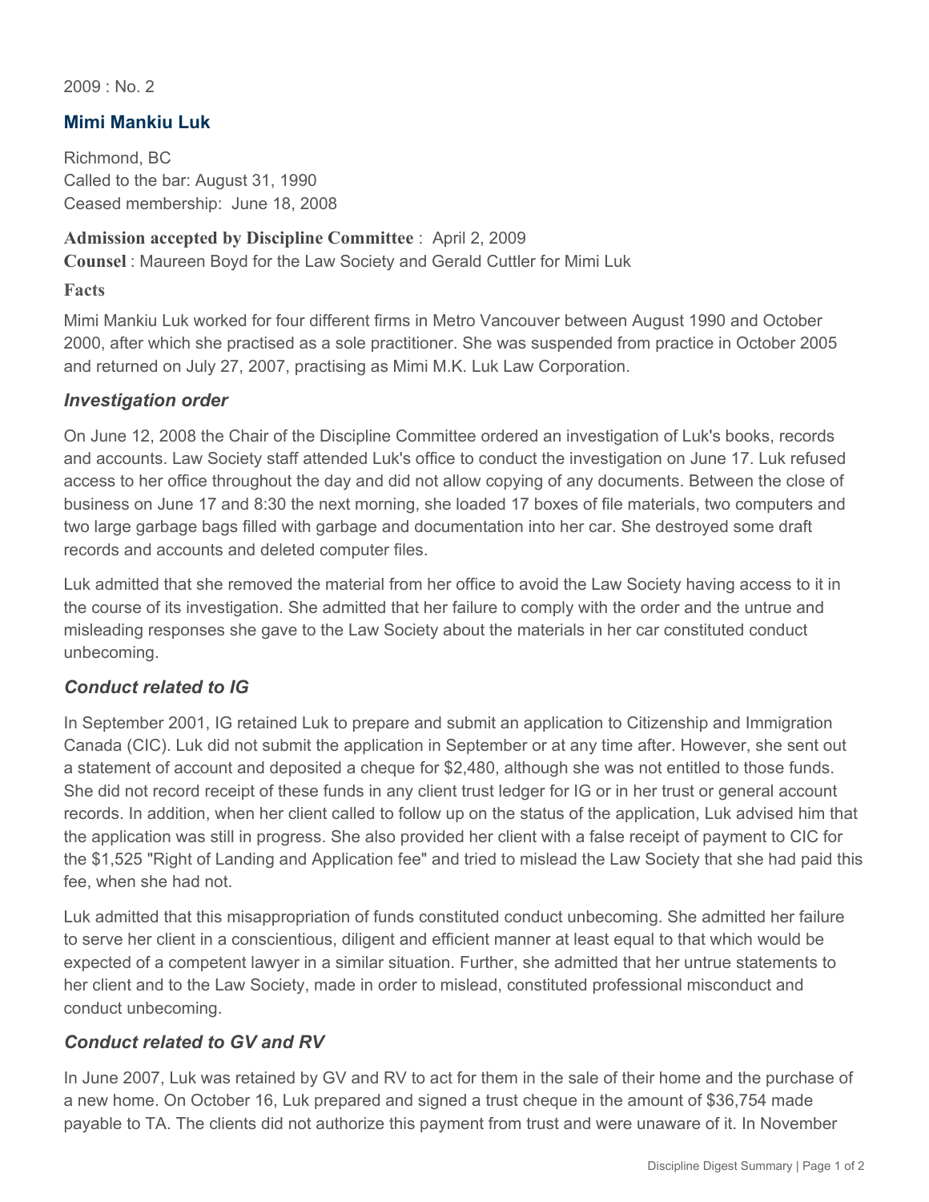2009 : No. 2

## Mimi Mankiu Luk

Richmond, BC
Called to the bar: August 31, 1990
Ceased membership: June 18, 2008

**Admission accepted by Discipline Committee** : April 2, 2009
**Counsel** : Maureen Boyd for the Law Society and Gerald Cuttler for Mimi Luk

**Facts**

Mimi Mankiu Luk worked for four different firms in Metro Vancouver between August 1990 and October 2000, after which she practised as a sole practitioner. She was suspended from practice in October 2005 and returned on July 27, 2007, practising as Mimi M.K. Luk Law Corporation.

### *Investigation order*

On June 12, 2008 the Chair of the Discipline Committee ordered an investigation of Luk's books, records and accounts. Law Society staff attended Luk's office to conduct the investigation on June 17. Luk refused access to her office throughout the day and did not allow copying of any documents. Between the close of business on June 17 and 8:30 the next morning, she loaded 17 boxes of file materials, two computers and two large garbage bags filled with garbage and documentation into her car. She destroyed some draft records and accounts and deleted computer files.

Luk admitted that she removed the material from her office to avoid the Law Society having access to it in the course of its investigation. She admitted that her failure to comply with the order and the untrue and misleading responses she gave to the Law Society about the materials in her car constituted conduct unbecoming.

### *Conduct related to IG*

In September 2001, IG retained Luk to prepare and submit an application to Citizenship and Immigration Canada (CIC). Luk did not submit the application in September or at any time after. However, she sent out a statement of account and deposited a cheque for $2,480, although she was not entitled to those funds. She did not record receipt of these funds in any client trust ledger for IG or in her trust or general account records. In addition, when her client called to follow up on the status of the application, Luk advised him that the application was still in progress. She also provided her client with a false receipt of payment to CIC for the $1,525 "Right of Landing and Application fee" and tried to mislead the Law Society that she had paid this fee, when she had not.

Luk admitted that this misappropriation of funds constituted conduct unbecoming. She admitted her failure to serve her client in a conscientious, diligent and efficient manner at least equal to that which would be expected of a competent lawyer in a similar situation. Further, she admitted that her untrue statements to her client and to the Law Society, made in order to mislead, constituted professional misconduct and conduct unbecoming.

### *Conduct related to GV and RV*

In June 2007, Luk was retained by GV and RV to act for them in the sale of their home and the purchase of a new home. On October 16, Luk prepared and signed a trust cheque in the amount of $36,754 made payable to TA. The clients did not authorize this payment from trust and were unaware of it. In November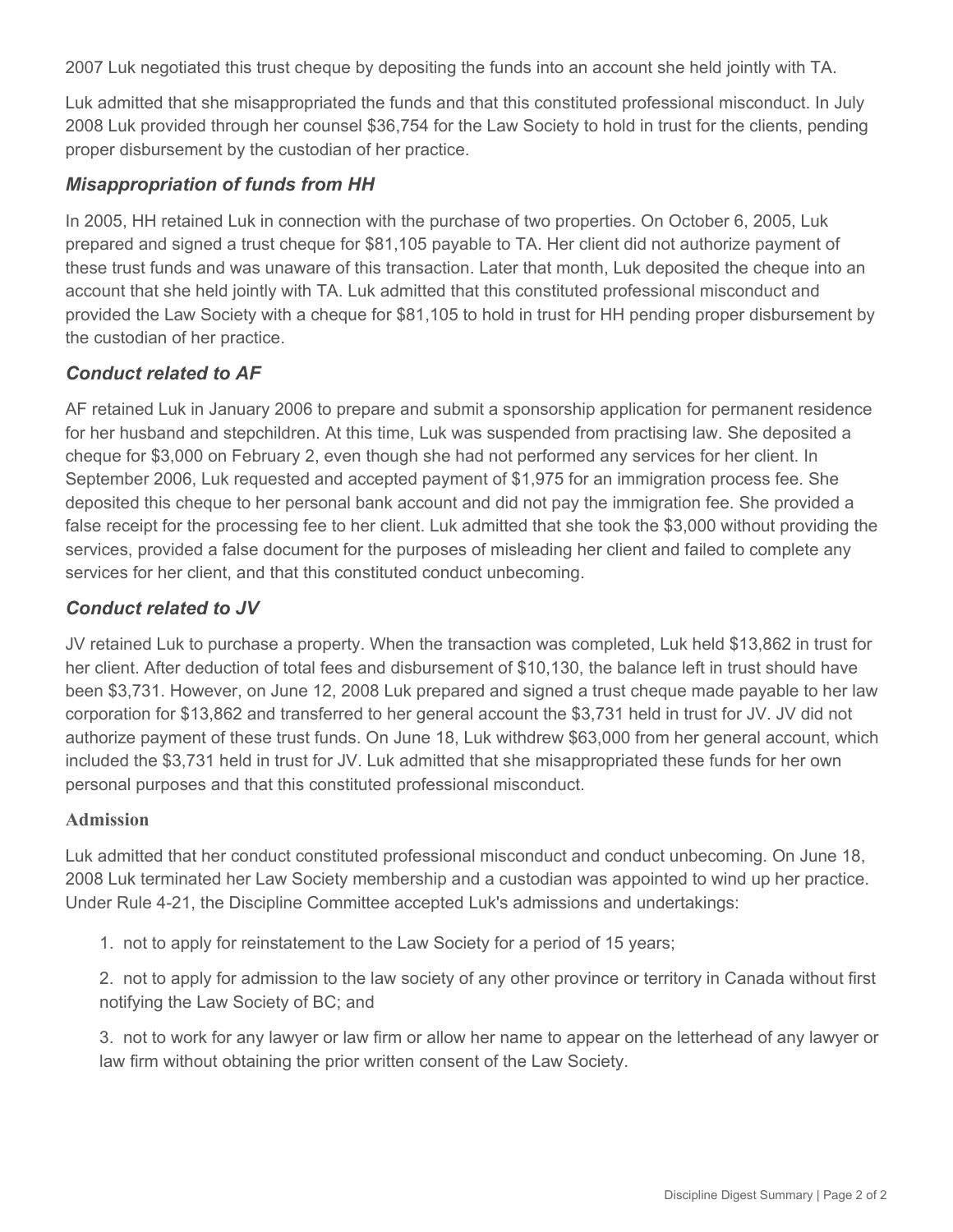2007 Luk negotiated this trust cheque by depositing the funds into an account she held jointly with TA.

Luk admitted that she misappropriated the funds and that this constituted professional misconduct. In July 2008 Luk provided through her counsel $36,754 for the Law Society to hold in trust for the clients, pending proper disbursement by the custodian of her practice.

### *Misappropriation of funds from HH*

In 2005, HH retained Luk in connection with the purchase of two properties. On October 6, 2005, Luk prepared and signed a trust cheque for $81,105 payable to TA. Her client did not authorize payment of these trust funds and was unaware of this transaction. Later that month, Luk deposited the cheque into an account that she held jointly with TA. Luk admitted that this constituted professional misconduct and provided the Law Society with a cheque for $81,105 to hold in trust for HH pending proper disbursement by the custodian of her practice.

### *Conduct related to AF*

AF retained Luk in January 2006 to prepare and submit a sponsorship application for permanent residence for her husband and stepchildren. At this time, Luk was suspended from practising law. She deposited a cheque for $3,000 on February 2, even though she had not performed any services for her client. In September 2006, Luk requested and accepted payment of $1,975 for an immigration process fee. She deposited this cheque to her personal bank account and did not pay the immigration fee. She provided a false receipt for the processing fee to her client. Luk admitted that she took the $3,000 without providing the services, provided a false document for the purposes of misleading her client and failed to complete any services for her client, and that this constituted conduct unbecoming.

### *Conduct related to JV*

JV retained Luk to purchase a property. When the transaction was completed, Luk held $13,862 in trust for her client. After deduction of total fees and disbursement of $10,130, the balance left in trust should have been $3,731. However, on June 12, 2008 Luk prepared and signed a trust cheque made payable to her law corporation for $13,862 and transferred to her general account the $3,731 held in trust for JV. JV did not authorize payment of these trust funds. On June 18, Luk withdrew $63,000 from her general account, which included the $3,731 held in trust for JV. Luk admitted that she misappropriated these funds for her own personal purposes and that this constituted professional misconduct.

#### **Admission**

Luk admitted that her conduct constituted professional misconduct and conduct unbecoming. On June 18, 2008 Luk terminated her Law Society membership and a custodian was appointed to wind up her practice. Under Rule 4-21, the Discipline Committee accepted Luk's admissions and undertakings:

1. not to apply for reinstatement to the Law Society for a period of 15 years;
2. not to apply for admission to the law society of any other province or territory in Canada without first notifying the Law Society of BC; and
3. not to work for any lawyer or law firm or allow her name to appear on the letterhead of any lawyer or law firm without obtaining the prior written consent of the Law Society.